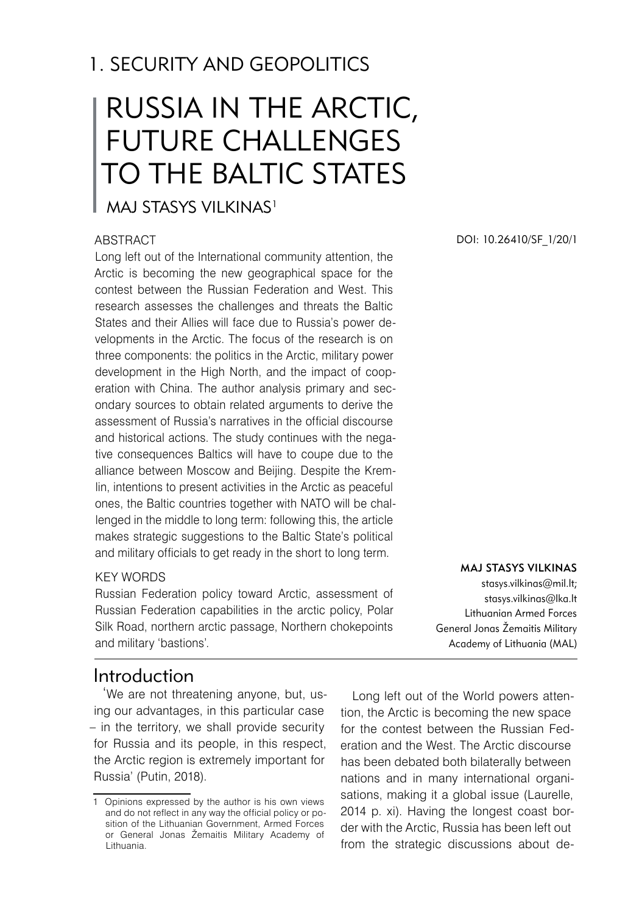# 1. SECURITY AND GEOPOLITICS

# RUSSIA IN THE ARCTIC, FUTURE CHALLENGES TO THE BALTIC STATES

## MAJ STASYS VILKINAS[1]

DOI: 10.26410/SF_1/20/1

### ABSTRACT

Long left out of the International community attention, the Arctic is becoming the new geographical space for the contest between the Russian Federation and West. This research assesses the challenges and threats the Baltic States and their Allies will face due to Russia's power developments in the Arctic. The focus of the research is on three components: the politics in the Arctic, military power development in the High North, and the impact of cooperation with China. The author analysis primary and secondary sources to obtain related arguments to derive the assessment of Russia's narratives in the official discourse and historical actions. The study continues with the negative consequences Baltics will have to coupe due to the alliance between Moscow and Beijing. Despite the Kremlin, intentions to present activities in the Arctic as peaceful ones, the Baltic countries together with NATO will be challenged in the middle to long term: following this, the article makes strategic suggestions to the Baltic State's political and military officials to get ready in the short to long term.

### KEY WORDS

Russian Federation policy toward Arctic, assessment of Russian Federation capabilities in the arctic policy, Polar Silk Road, northern arctic passage, Northern chokepoints and military 'bastions'.

**MAJ STASYS VILKINAS**
stasys.vilkinas@mil.lt;
stasys.vilkinas@lka.lt
Lithuanian Armed Forces
General Jonas Žemaitis Military Academy of Lithuania (MAL)

## Introduction

'We are not threatening anyone, but, using our advantages, in this particular case – in the territory, we shall provide security for Russia and its people, in this respect, the Arctic region is extremely important for Russia' (Putin, 2018).

Long left out of the World powers attention, the Arctic is becoming the new space for the contest between the Russian Federation and the West. The Arctic discourse has been debated both bilaterally between nations and in many international organisations, making it a global issue (Laurelle, 2014 p. xi). Having the longest coast border with the Arctic, Russia has been left out from the strategic discussions about de-

[1] Opinions expressed by the author is his own views and do not reflect in any way the official policy or position of the Lithuanian Government, Armed Forces or General Jonas Žemaitis Military Academy of Lithuania.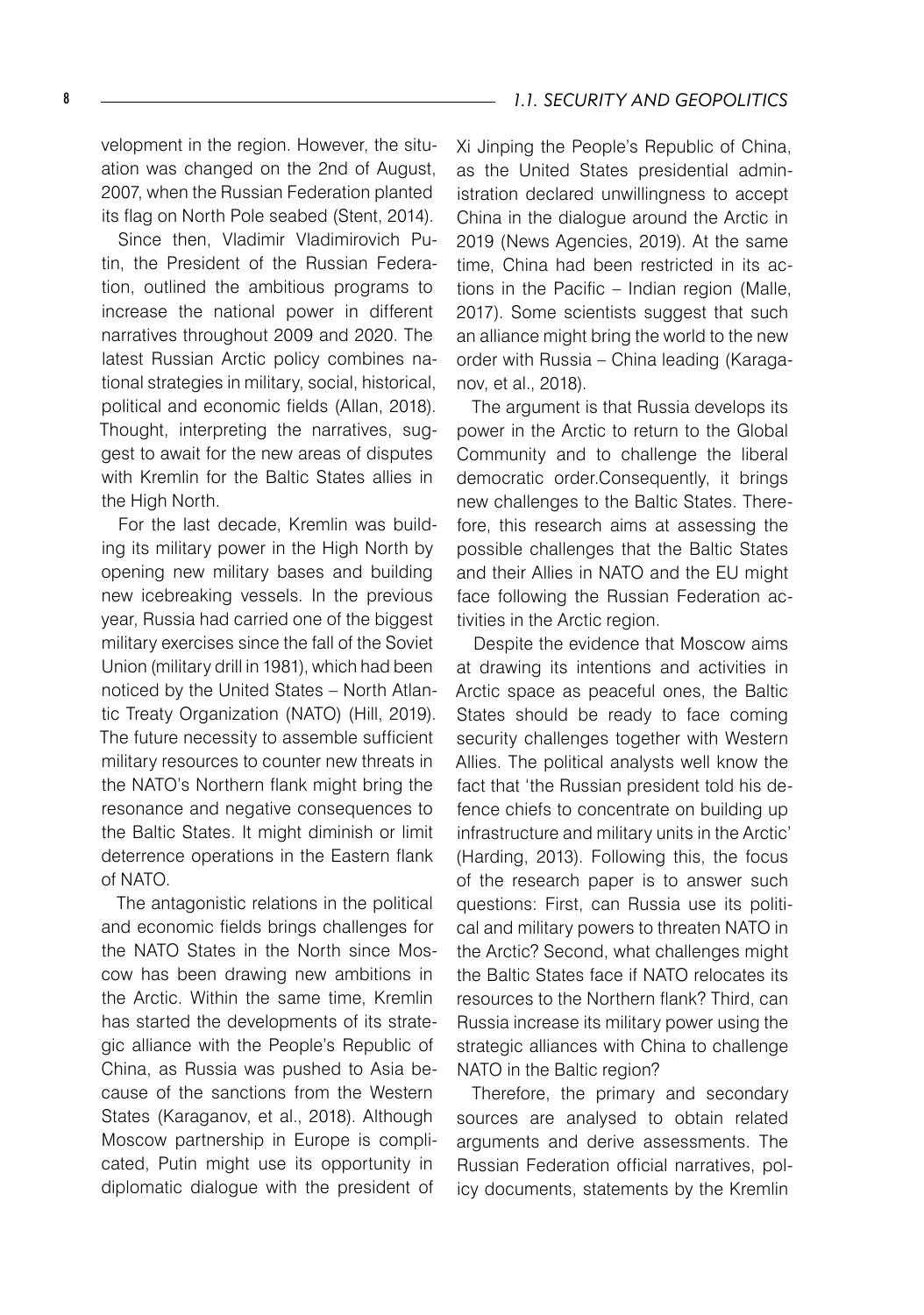velopment in the region. However, the situation was changed on the 2nd of August, 2007, when the Russian Federation planted its flag on North Pole seabed (Stent, 2014).

Since then, Vladimir Vladimirovich Putin, the President of the Russian Federation, outlined the ambitious programs to increase the national power in different narratives throughout 2009 and 2020. The latest Russian Arctic policy combines national strategies in military, social, historical, political and economic fields (Allan, 2018). Thought, interpreting the narratives, suggest to await for the new areas of disputes with Kremlin for the Baltic States allies in the High North.

For the last decade, Kremlin was building its military power in the High North by opening new military bases and building new icebreaking vessels. In the previous year, Russia had carried one of the biggest military exercises since the fall of the Soviet Union (military drill in 1981), which had been noticed by the United States – North Atlantic Treaty Organization (NATO) (Hill, 2019). The future necessity to assemble sufficient military resources to counter new threats in the NATO's Northern flank might bring the resonance and negative consequences to the Baltic States. It might diminish or limit deterrence operations in the Eastern flank of NATO.

The antagonistic relations in the political and economic fields brings challenges for the NATO States in the North since Moscow has been drawing new ambitions in the Arctic. Within the same time, Kremlin has started the developments of its strategic alliance with the People's Republic of China, as Russia was pushed to Asia because of the sanctions from the Western States (Karaganov, et al., 2018). Although Moscow partnership in Europe is complicated, Putin might use its opportunity in diplomatic dialogue with the president of Xi Jinping the People's Republic of China, as the United States presidential administration declared unwillingness to accept China in the dialogue around the Arctic in 2019 (News Agencies, 2019). At the same time, China had been restricted in its actions in the Pacific – Indian region (Malle, 2017). Some scientists suggest that such an alliance might bring the world to the new order with Russia – China leading (Karaganov, et al., 2018).

The argument is that Russia develops its power in the Arctic to return to the Global Community and to challenge the liberal democratic order.Consequently, it brings new challenges to the Baltic States. Therefore, this research aims at assessing the possible challenges that the Baltic States and their Allies in NATO and the EU might face following the Russian Federation activities in the Arctic region.

Despite the evidence that Moscow aims at drawing its intentions and activities in Arctic space as peaceful ones, the Baltic States should be ready to face coming security challenges together with Western Allies. The political analysts well know the fact that 'the Russian president told his defence chiefs to concentrate on building up infrastructure and military units in the Arctic' (Harding, 2013). Following this, the focus of the research paper is to answer such questions: First, can Russia use its political and military powers to threaten NATO in the Arctic? Second, what challenges might the Baltic States face if NATO relocates its resources to the Northern flank? Third, can Russia increase its military power using the strategic alliances with China to challenge NATO in the Baltic region?

Therefore, the primary and secondary sources are analysed to obtain related arguments and derive assessments. The Russian Federation official narratives, policy documents, statements by the Kremlin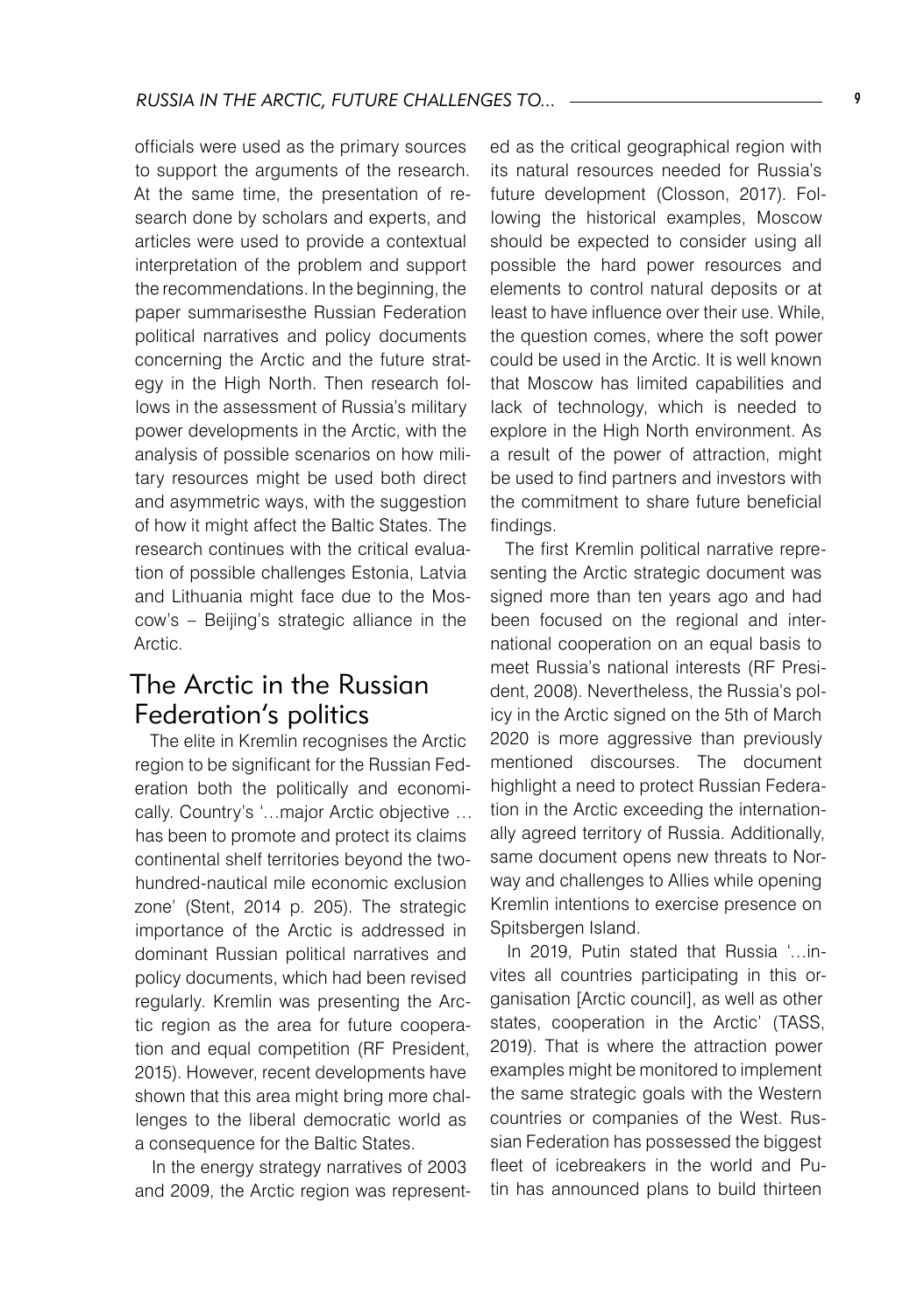officials were used as the primary sources to support the arguments of the research. At the same time, the presentation of research done by scholars and experts, and articles were used to provide a contextual interpretation of the problem and support the recommendations. In the beginning, the paper summarisesthe Russian Federation political narratives and policy documents concerning the Arctic and the future strategy in the High North. Then research follows in the assessment of Russia's military power developments in the Arctic, with the analysis of possible scenarios on how military resources might be used both direct and asymmetric ways, with the suggestion of how it might affect the Baltic States. The research continues with the critical evaluation of possible challenges Estonia, Latvia and Lithuania might face due to the Moscow's – Beijing's strategic alliance in the Arctic.

## The Arctic in the Russian Federation's politics

The elite in Kremlin recognises the Arctic region to be significant for the Russian Federation both the politically and economically. Country's '…major Arctic objective … has been to promote and protect its claims continental shelf territories beyond the two-hundred-nautical mile economic exclusion zone' (Stent, 2014 p. 205). The strategic importance of the Arctic is addressed in dominant Russian political narratives and policy documents, which had been revised regularly. Kremlin was presenting the Arctic region as the area for future cooperation and equal competition (RF President, 2015). However, recent developments have shown that this area might bring more challenges to the liberal democratic world as a consequence for the Baltic States.

In the energy strategy narratives of 2003 and 2009, the Arctic region was represented as the critical geographical region with its natural resources needed for Russia's future development (Closson, 2017). Following the historical examples, Moscow should be expected to consider using all possible the hard power resources and elements to control natural deposits or at least to have influence over their use. While, the question comes, where the soft power could be used in the Arctic. It is well known that Moscow has limited capabilities and lack of technology, which is needed to explore in the High North environment. As a result of the power of attraction, might be used to find partners and investors with the commitment to share future beneficial findings.

The first Kremlin political narrative representing the Arctic strategic document was signed more than ten years ago and had been focused on the regional and international cooperation on an equal basis to meet Russia's national interests (RF President, 2008). Nevertheless, the Russia's policy in the Arctic signed on the 5th of March 2020 is more aggressive than previously mentioned discourses. The document highlight a need to protect Russian Federation in the Arctic exceeding the internationally agreed territory of Russia. Additionally, same document opens new threats to Norway and challenges to Allies while opening Kremlin intentions to exercise presence on Spitsbergen Island.

In 2019, Putin stated that Russia '…invites all countries participating in this organisation [Arctic council], as well as other states, cooperation in the Arctic' (TASS, 2019). That is where the attraction power examples might be monitored to implement the same strategic goals with the Western countries or companies of the West. Russian Federation has possessed the biggest fleet of icebreakers in the world and Putin has announced plans to build thirteen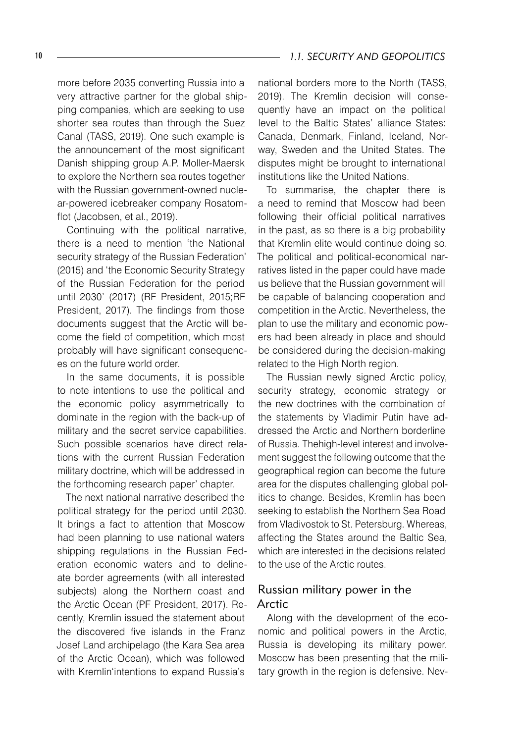more before 2035 converting Russia into a very attractive partner for the global shipping companies, which are seeking to use shorter sea routes than through the Suez Canal (TASS, 2019). One such example is the announcement of the most significant Danish shipping group A.P. Moller-Maersk to explore the Northern sea routes together with the Russian government-owned nuclear-powered icebreaker company Rosatomflot (Jacobsen, et al., 2019).

Continuing with the political narrative, there is a need to mention 'the National security strategy of the Russian Federation' (2015) and 'the Economic Security Strategy of the Russian Federation for the period until 2030' (2017) (RF President, 2015;RF President, 2017). The findings from those documents suggest that the Arctic will become the field of competition, which most probably will have significant consequences on the future world order.

In the same documents, it is possible to note intentions to use the political and the economic policy asymmetrically to dominate in the region with the back-up of military and the secret service capabilities. Such possible scenarios have direct relations with the current Russian Federation military doctrine, which will be addressed in the forthcoming research paper' chapter.

The next national narrative described the political strategy for the period until 2030. It brings a fact to attention that Moscow had been planning to use national waters shipping regulations in the Russian Federation economic waters and to delineate border agreements (with all interested subjects) along the Northern coast and the Arctic Ocean (PF President, 2017). Recently, Kremlin issued the statement about the discovered five islands in the Franz Josef Land archipelago (the Kara Sea area of the Arctic Ocean), which was followed with Kremlin'intentions to expand Russia's national borders more to the North (TASS, 2019). The Kremlin decision will consequently have an impact on the political level to the Baltic States' alliance States: Canada, Denmark, Finland, Iceland, Norway, Sweden and the United States. The disputes might be brought to international institutions like the United Nations.

To summarise, the chapter there is a need to remind that Moscow had been following their official political narratives in the past, as so there is a big probability that Kremlin elite would continue doing so. The political and political-economical narratives listed in the paper could have made us believe that the Russian government will be capable of balancing cooperation and competition in the Arctic. Nevertheless, the plan to use the military and economic powers had been already in place and should be considered during the decision-making related to the High North region.

The Russian newly signed Arctic policy, security strategy, economic strategy or the new doctrines with the combination of the statements by Vladimir Putin have addressed the Arctic and Northern borderline of Russia. Thehigh-level interest and involvement suggest the following outcome that the geographical region can become the future area for the disputes challenging global politics to change. Besides, Kremlin has been seeking to establish the Northern Sea Road from Vladivostok to St. Petersburg. Whereas, affecting the States around the Baltic Sea, which are interested in the decisions related to the use of the Arctic routes.

## Russian military power in the Arctic

Along with the development of the economic and political powers in the Arctic, Russia is developing its military power. Moscow has been presenting that the military growth in the region is defensive. Nev-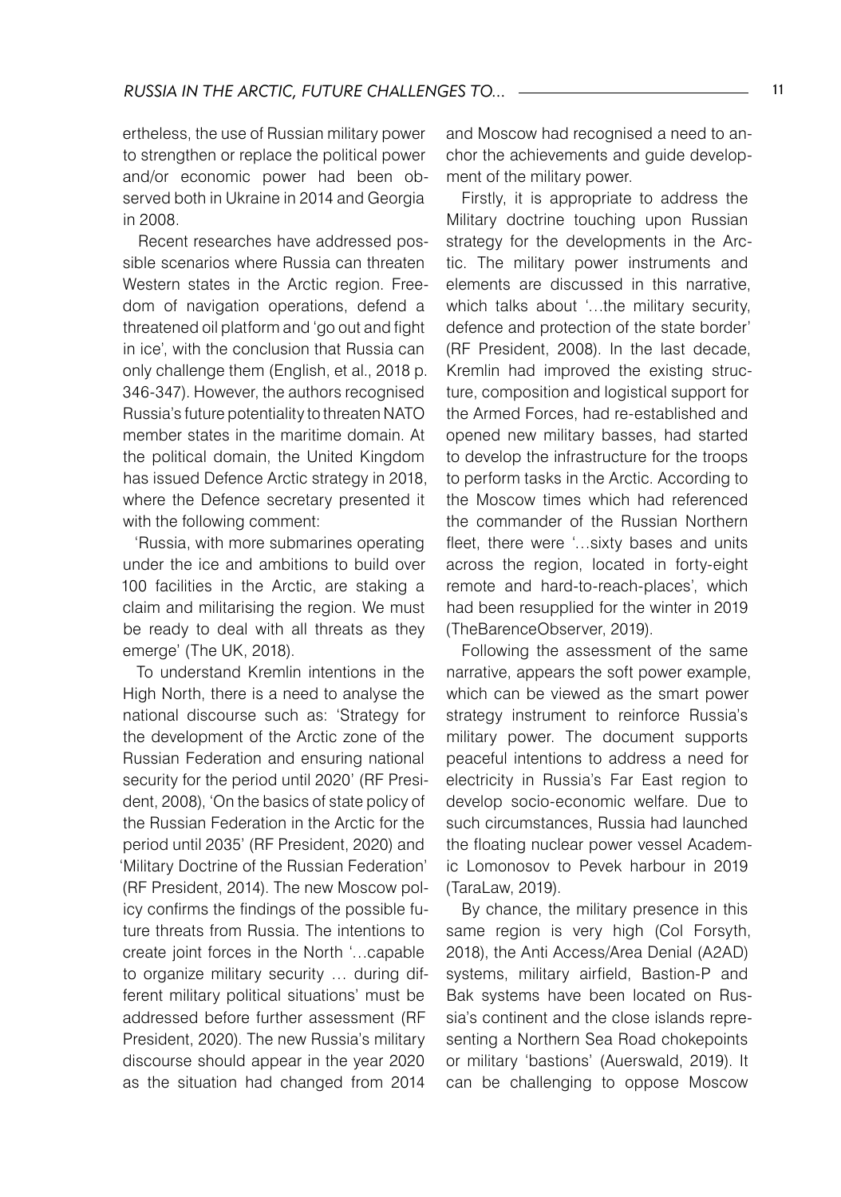ertheless, the use of Russian military power to strengthen or replace the political power and/or economic power had been observed both in Ukraine in 2014 and Georgia in 2008.

Recent researches have addressed possible scenarios where Russia can threaten Western states in the Arctic region. Freedom of navigation operations, defend a threatened oil platform and 'go out and fight in ice', with the conclusion that Russia can only challenge them (English, et al., 2018 p. 346-347). However, the authors recognised Russia's future potentiality to threaten NATO member states in the maritime domain. At the political domain, the United Kingdom has issued Defence Arctic strategy in 2018, where the Defence secretary presented it with the following comment:

'Russia, with more submarines operating under the ice and ambitions to build over 100 facilities in the Arctic, are staking a claim and militarising the region. We must be ready to deal with all threats as they emerge' (The UK, 2018).

To understand Kremlin intentions in the High North, there is a need to analyse the national discourse such as: 'Strategy for the development of the Arctic zone of the Russian Federation and ensuring national security for the period until 2020' (RF President, 2008), 'On the basics of state policy of the Russian Federation in the Arctic for the period until 2035' (RF President, 2020) and 'Military Doctrine of the Russian Federation' (RF President, 2014). The new Moscow policy confirms the findings of the possible future threats from Russia. The intentions to create joint forces in the North '…capable to organize military security … during different military political situations' must be addressed before further assessment (RF President, 2020). The new Russia's military discourse should appear in the year 2020 as the situation had changed from 2014 and Moscow had recognised a need to anchor the achievements and guide development of the military power.

Firstly, it is appropriate to address the Military doctrine touching upon Russian strategy for the developments in the Arctic. The military power instruments and elements are discussed in this narrative, which talks about '…the military security, defence and protection of the state border' (RF President, 2008). In the last decade, Kremlin had improved the existing structure, composition and logistical support for the Armed Forces, had re-established and opened new military basses, had started to develop the infrastructure for the troops to perform tasks in the Arctic. According to the Moscow times which had referenced the commander of the Russian Northern fleet, there were '…sixty bases and units across the region, located in forty-eight remote and hard-to-reach-places', which had been resupplied for the winter in 2019 (TheBarenceObserver, 2019).

Following the assessment of the same narrative, appears the soft power example, which can be viewed as the smart power strategy instrument to reinforce Russia's military power. The document supports peaceful intentions to address a need for electricity in Russia's Far East region to develop socio-economic welfare. Due to such circumstances, Russia had launched the floating nuclear power vessel Academic Lomonosov to Pevek harbour in 2019 (TaraLaw, 2019).

By chance, the military presence in this same region is very high (Col Forsyth, 2018), the Anti Access/Area Denial (A2AD) systems, military airfield, Bastion-P and Bak systems have been located on Russia's continent and the close islands representing a Northern Sea Road chokepoints or military 'bastions' (Auerswald, 2019). It can be challenging to oppose Moscow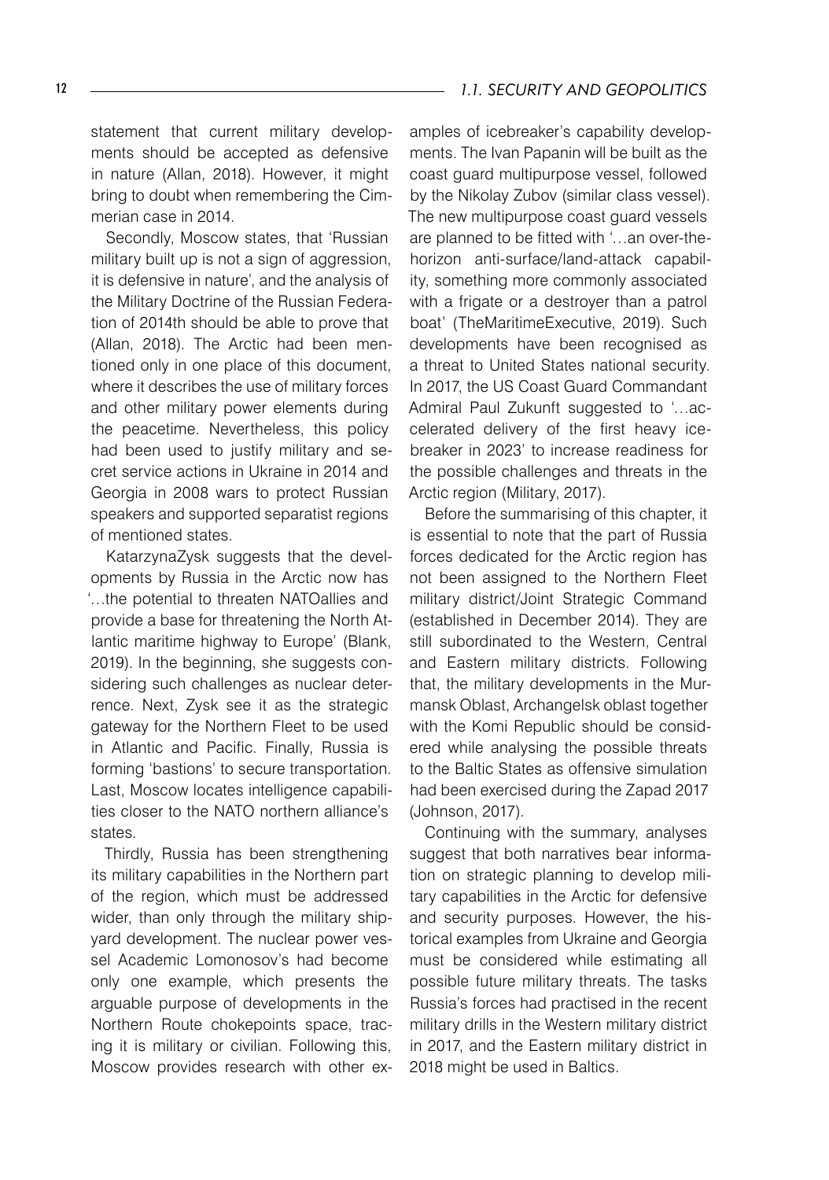statement that current military developments should be accepted as defensive in nature (Allan, 2018). However, it might bring to doubt when remembering the Cimmerian case in 2014.

Secondly, Moscow states, that 'Russian military built up is not a sign of aggression, it is defensive in nature', and the analysis of the Military Doctrine of the Russian Federation of 2014th should be able to prove that (Allan, 2018). The Arctic had been mentioned only in one place of this document, where it describes the use of military forces and other military power elements during the peacetime. Nevertheless, this policy had been used to justify military and secret service actions in Ukraine in 2014 and Georgia in 2008 wars to protect Russian speakers and supported separatist regions of mentioned states.

KatarzynaZysk suggests that the developments by Russia in the Arctic now has '…the potential to threaten NATOallies and provide a base for threatening the North Atlantic maritime highway to Europe' (Blank, 2019). In the beginning, she suggests considering such challenges as nuclear deterrence. Next, Zysk see it as the strategic gateway for the Northern Fleet to be used in Atlantic and Pacific. Finally, Russia is forming 'bastions' to secure transportation. Last, Moscow locates intelligence capabilities closer to the NATO northern alliance's states.

Thirdly, Russia has been strengthening its military capabilities in the Northern part of the region, which must be addressed wider, than only through the military shipyard development. The nuclear power vessel Academic Lomonosov's had become only one example, which presents the arguable purpose of developments in the Northern Route chokepoints space, tracing it is military or civilian. Following this, Moscow provides research with other examples of icebreaker's capability developments. The Ivan Papanin will be built as the coast guard multipurpose vessel, followed by the Nikolay Zubov (similar class vessel). The new multipurpose coast guard vessels are planned to be fitted with '…an over-the-horizon anti-surface/land-attack capability, something more commonly associated with a frigate or a destroyer than a patrol boat' (TheMaritimeExecutive, 2019). Such developments have been recognised as a threat to United States national security. In 2017, the US Coast Guard Commandant Admiral Paul Zukunft suggested to '…accelerated delivery of the first heavy icebreaker in 2023' to increase readiness for the possible challenges and threats in the Arctic region (Military, 2017).

Before the summarising of this chapter, it is essential to note that the part of Russia forces dedicated for the Arctic region has not been assigned to the Northern Fleet military district/Joint Strategic Command (established in December 2014). They are still subordinated to the Western, Central and Eastern military districts. Following that, the military developments in the Murmansk Oblast, Archangelsk oblast together with the Komi Republic should be considered while analysing the possible threats to the Baltic States as offensive simulation had been exercised during the Zapad 2017 (Johnson, 2017).

Continuing with the summary, analyses suggest that both narratives bear information on strategic planning to develop military capabilities in the Arctic for defensive and security purposes. However, the historical examples from Ukraine and Georgia must be considered while estimating all possible future military threats. The tasks Russia's forces had practised in the recent military drills in the Western military district in 2017, and the Eastern military district in 2018 might be used in Baltics.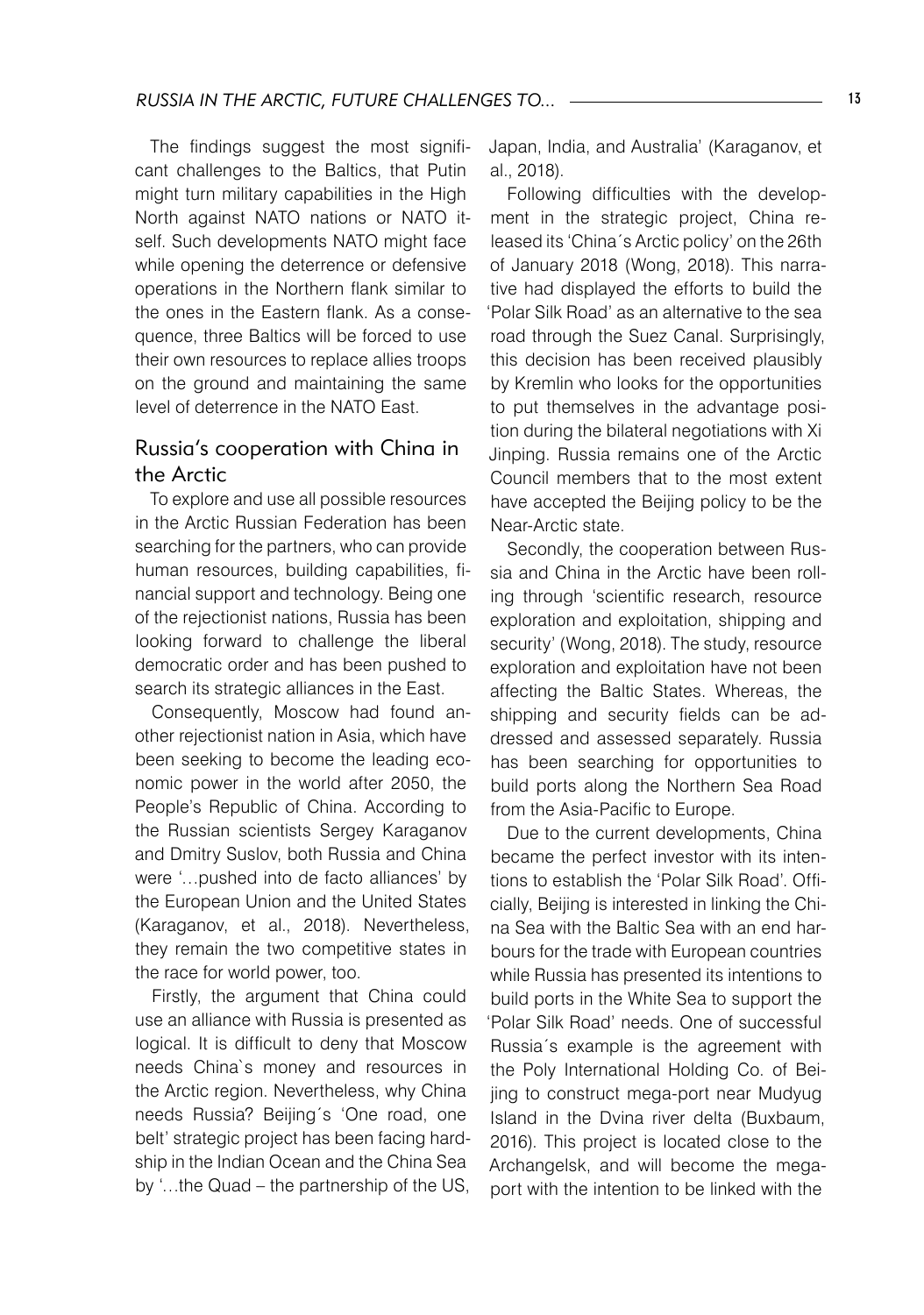The findings suggest the most significant challenges to the Baltics, that Putin might turn military capabilities in the High North against NATO nations or NATO itself. Such developments NATO might face while opening the deterrence or defensive operations in the Northern flank similar to the ones in the Eastern flank. As a consequence, three Baltics will be forced to use their own resources to replace allies troops on the ground and maintaining the same level of deterrence in the NATO East.

## Russia's cooperation with China in the Arctic

To explore and use all possible resources in the Arctic Russian Federation has been searching for the partners, who can provide human resources, building capabilities, financial support and technology. Being one of the rejectionist nations, Russia has been looking forward to challenge the liberal democratic order and has been pushed to search its strategic alliances in the East.

Consequently, Moscow had found another rejectionist nation in Asia, which have been seeking to become the leading economic power in the world after 2050, the People's Republic of China. According to the Russian scientists Sergey Karaganov and Dmitry Suslov, both Russia and China were '…pushed into de facto alliances' by the European Union and the United States (Karaganov, et al., 2018). Nevertheless, they remain the two competitive states in the race for world power, too.

Firstly, the argument that China could use an alliance with Russia is presented as logical. It is difficult to deny that Moscow needs China`s money and resources in the Arctic region. Nevertheless, why China needs Russia? Beijing´s 'One road, one belt' strategic project has been facing hardship in the Indian Ocean and the China Sea by '…the Quad – the partnership of the US, Japan, India, and Australia' (Karaganov, et al., 2018).

Following difficulties with the development in the strategic project, China released its 'China´s Arctic policy' on the 26th of January 2018 (Wong, 2018). This narrative had displayed the efforts to build the 'Polar Silk Road' as an alternative to the sea road through the Suez Canal. Surprisingly, this decision has been received plausibly by Kremlin who looks for the opportunities to put themselves in the advantage position during the bilateral negotiations with Xi Jinping. Russia remains one of the Arctic Council members that to the most extent have accepted the Beijing policy to be the Near-Arctic state.

Secondly, the cooperation between Russia and China in the Arctic have been rolling through 'scientific research, resource exploration and exploitation, shipping and security' (Wong, 2018). The study, resource exploration and exploitation have not been affecting the Baltic States. Whereas, the shipping and security fields can be addressed and assessed separately. Russia has been searching for opportunities to build ports along the Northern Sea Road from the Asia-Pacific to Europe.

Due to the current developments, China became the perfect investor with its intentions to establish the 'Polar Silk Road'. Officially, Beijing is interested in linking the China Sea with the Baltic Sea with an end harbours for the trade with European countries while Russia has presented its intentions to build ports in the White Sea to support the 'Polar Silk Road' needs. One of successful Russia´s example is the agreement with the Poly International Holding Co. of Beijing to construct mega-port near Mudyug Island in the Dvina river delta (Buxbaum, 2016). This project is located close to the Archangelsk, and will become the mega-port with the intention to be linked with the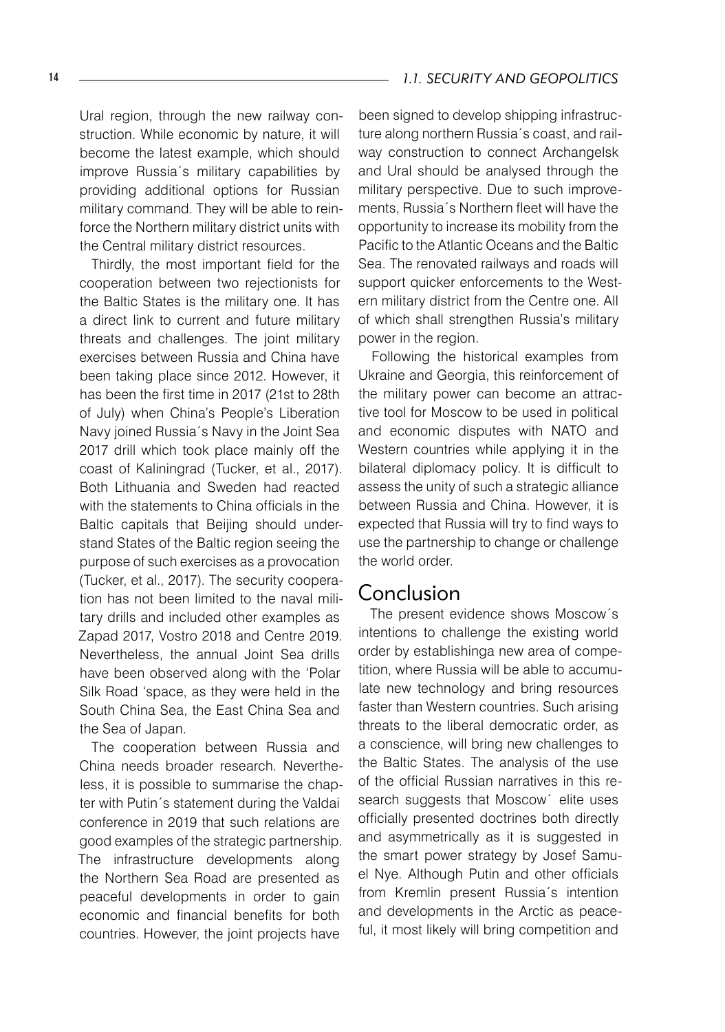Ural region, through the new railway construction. While economic by nature, it will become the latest example, which should improve Russia´s military capabilities by providing additional options for Russian military command. They will be able to reinforce the Northern military district units with the Central military district resources.

Thirdly, the most important field for the cooperation between two rejectionists for the Baltic States is the military one. It has a direct link to current and future military threats and challenges. The joint military exercises between Russia and China have been taking place since 2012. However, it has been the first time in 2017 (21st to 28th of July) when China's People's Liberation Navy joined Russia´s Navy in the Joint Sea 2017 drill which took place mainly off the coast of Kaliningrad (Tucker, et al., 2017). Both Lithuania and Sweden had reacted with the statements to China officials in the Baltic capitals that Beijing should understand States of the Baltic region seeing the purpose of such exercises as a provocation (Tucker, et al., 2017). The security cooperation has not been limited to the naval military drills and included other examples as Zapad 2017, Vostro 2018 and Centre 2019. Nevertheless, the annual Joint Sea drills have been observed along with the 'Polar Silk Road 'space, as they were held in the South China Sea, the East China Sea and the Sea of Japan.

The cooperation between Russia and China needs broader research. Nevertheless, it is possible to summarise the chapter with Putin´s statement during the Valdai conference in 2019 that such relations are good examples of the strategic partnership. The infrastructure developments along the Northern Sea Road are presented as peaceful developments in order to gain economic and financial benefits for both countries. However, the joint projects have been signed to develop shipping infrastructure along northern Russia´s coast, and railway construction to connect Archangelsk and Ural should be analysed through the military perspective. Due to such improvements, Russia´s Northern fleet will have the opportunity to increase its mobility from the Pacific to the Atlantic Oceans and the Baltic Sea. The renovated railways and roads will support quicker enforcements to the Western military district from the Centre one. All of which shall strengthen Russia's military power in the region.

Following the historical examples from Ukraine and Georgia, this reinforcement of the military power can become an attractive tool for Moscow to be used in political and economic disputes with NATO and Western countries while applying it in the bilateral diplomacy policy. It is difficult to assess the unity of such a strategic alliance between Russia and China. However, it is expected that Russia will try to find ways to use the partnership to change or challenge the world order.

## Conclusion

The present evidence shows Moscow´s intentions to challenge the existing world order by establishinga new area of competition, where Russia will be able to accumulate new technology and bring resources faster than Western countries. Such arising threats to the liberal democratic order, as a conscience, will bring new challenges to the Baltic States. The analysis of the use of the official Russian narratives in this research suggests that Moscow´ elite uses officially presented doctrines both directly and asymmetrically as it is suggested in the smart power strategy by Josef Samuel Nye. Although Putin and other officials from Kremlin present Russia´s intention and developments in the Arctic as peaceful, it most likely will bring competition and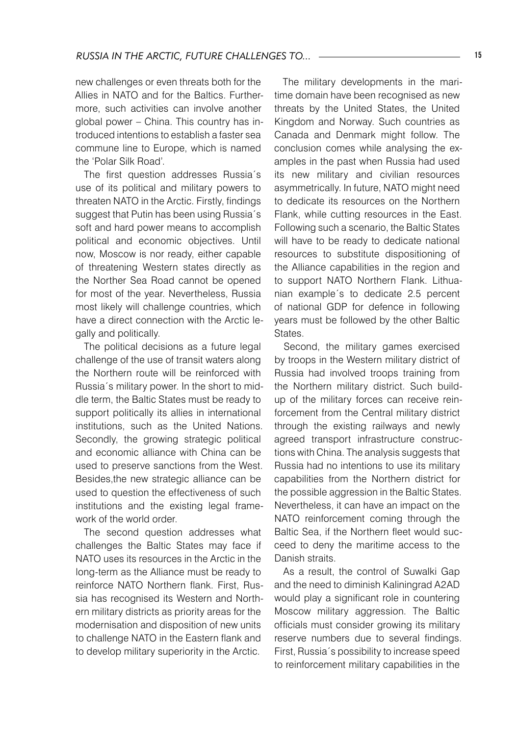new challenges or even threats both for the Allies in NATO and for the Baltics. Furthermore, such activities can involve another global power – China. This country has introduced intentions to establish a faster sea commune line to Europe, which is named the 'Polar Silk Road'.

The first question addresses Russia´s use of its political and military powers to threaten NATO in the Arctic. Firstly, findings suggest that Putin has been using Russia´s soft and hard power means to accomplish political and economic objectives. Until now, Moscow is nor ready, either capable of threatening Western states directly as the Norther Sea Road cannot be opened for most of the year. Nevertheless, Russia most likely will challenge countries, which have a direct connection with the Arctic legally and politically.

The political decisions as a future legal challenge of the use of transit waters along the Northern route will be reinforced with Russia´s military power. In the short to middle term, the Baltic States must be ready to support politically its allies in international institutions, such as the United Nations. Secondly, the growing strategic political and economic alliance with China can be used to preserve sanctions from the West. Besides,the new strategic alliance can be used to question the effectiveness of such institutions and the existing legal framework of the world order.

The second question addresses what challenges the Baltic States may face if NATO uses its resources in the Arctic in the long-term as the Alliance must be ready to reinforce NATO Northern flank. First, Russia has recognised its Western and Northern military districts as priority areas for the modernisation and disposition of new units to challenge NATO in the Eastern flank and to develop military superiority in the Arctic.

The military developments in the maritime domain have been recognised as new threats by the United States, the United Kingdom and Norway. Such countries as Canada and Denmark might follow. The conclusion comes while analysing the examples in the past when Russia had used its new military and civilian resources asymmetrically. In future, NATO might need to dedicate its resources on the Northern Flank, while cutting resources in the East. Following such a scenario, the Baltic States will have to be ready to dedicate national resources to substitute dispositioning of the Alliance capabilities in the region and to support NATO Northern Flank. Lithuanian example´s to dedicate 2.5 percent of national GDP for defence in following years must be followed by the other Baltic States.

Second, the military games exercised by troops in the Western military district of Russia had involved troops training from the Northern military district. Such buildup of the military forces can receive reinforcement from the Central military district through the existing railways and newly agreed transport infrastructure constructions with China. The analysis suggests that Russia had no intentions to use its military capabilities from the Northern district for the possible aggression in the Baltic States. Nevertheless, it can have an impact on the NATO reinforcement coming through the Baltic Sea, if the Northern fleet would succeed to deny the maritime access to the Danish straits.

As a result, the control of Suwalki Gap and the need to diminish Kaliningrad A2AD would play a significant role in countering Moscow military aggression. The Baltic officials must consider growing its military reserve numbers due to several findings. First, Russia´s possibility to increase speed to reinforcement military capabilities in the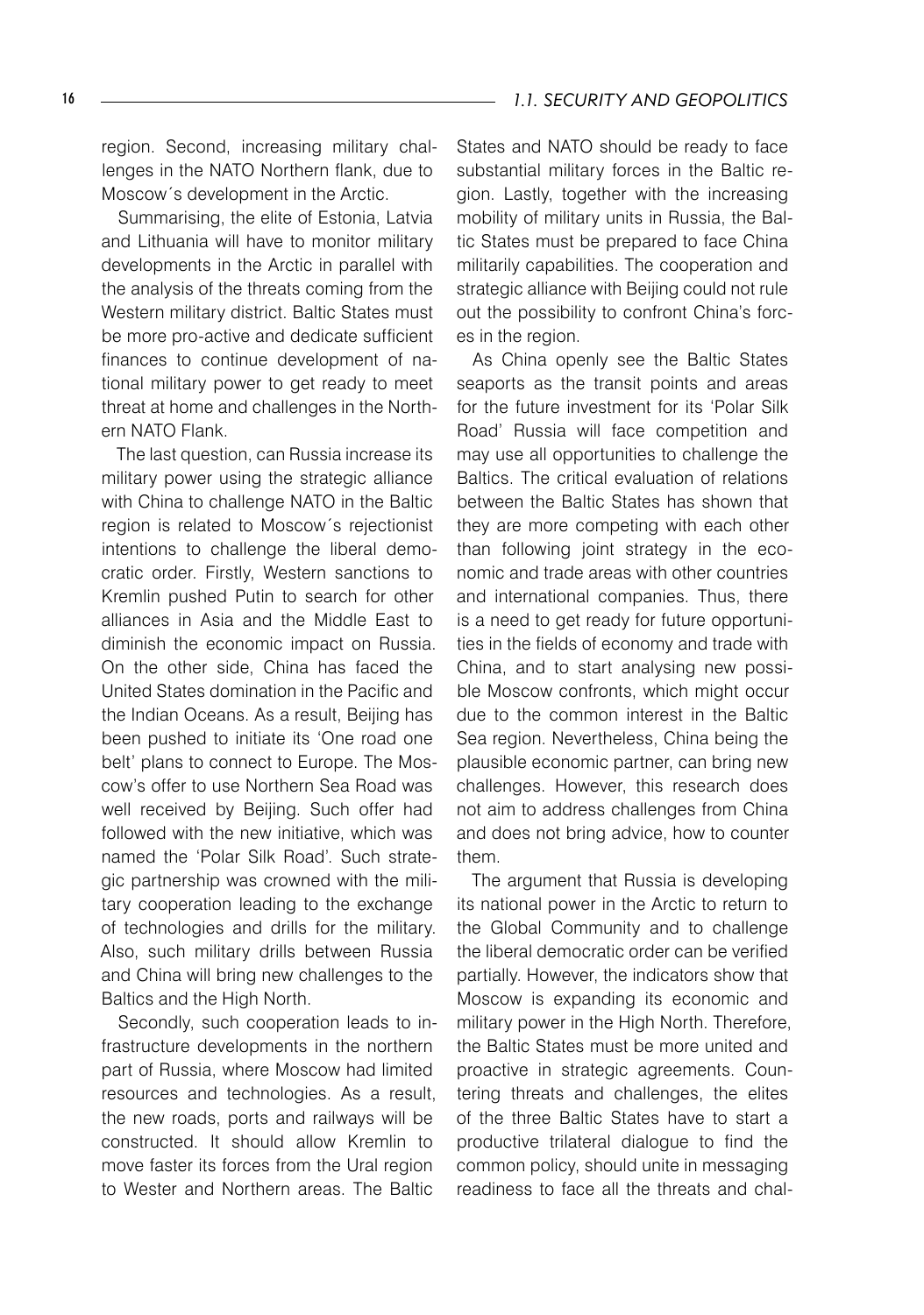region. Second, increasing military challenges in the NATO Northern flank, due to Moscow´s development in the Arctic.

Summarising, the elite of Estonia, Latvia and Lithuania will have to monitor military developments in the Arctic in parallel with the analysis of the threats coming from the Western military district. Baltic States must be more pro-active and dedicate sufficient finances to continue development of national military power to get ready to meet threat at home and challenges in the Northern NATO Flank.

The last question, can Russia increase its military power using the strategic alliance with China to challenge NATO in the Baltic region is related to Moscow´s rejectionist intentions to challenge the liberal democratic order. Firstly, Western sanctions to Kremlin pushed Putin to search for other alliances in Asia and the Middle East to diminish the economic impact on Russia. On the other side, China has faced the United States domination in the Pacific and the Indian Oceans. As a result, Beijing has been pushed to initiate its 'One road one belt' plans to connect to Europe. The Moscow's offer to use Northern Sea Road was well received by Beijing. Such offer had followed with the new initiative, which was named the 'Polar Silk Road'. Such strategic partnership was crowned with the military cooperation leading to the exchange of technologies and drills for the military. Also, such military drills between Russia and China will bring new challenges to the Baltics and the High North.

Secondly, such cooperation leads to infrastructure developments in the northern part of Russia, where Moscow had limited resources and technologies. As a result, the new roads, ports and railways will be constructed. It should allow Kremlin to move faster its forces from the Ural region to Wester and Northern areas. The Baltic States and NATO should be ready to face substantial military forces in the Baltic region. Lastly, together with the increasing mobility of military units in Russia, the Baltic States must be prepared to face China militarily capabilities. The cooperation and strategic alliance with Beijing could not rule out the possibility to confront China's forces in the region.

As China openly see the Baltic States seaports as the transit points and areas for the future investment for its 'Polar Silk Road' Russia will face competition and may use all opportunities to challenge the Baltics. The critical evaluation of relations between the Baltic States has shown that they are more competing with each other than following joint strategy in the economic and trade areas with other countries and international companies. Thus, there is a need to get ready for future opportunities in the fields of economy and trade with China, and to start analysing new possible Moscow confronts, which might occur due to the common interest in the Baltic Sea region. Nevertheless, China being the plausible economic partner, can bring new challenges. However, this research does not aim to address challenges from China and does not bring advice, how to counter them.

The argument that Russia is developing its national power in the Arctic to return to the Global Community and to challenge the liberal democratic order can be verified partially. However, the indicators show that Moscow is expanding its economic and military power in the High North. Therefore, the Baltic States must be more united and proactive in strategic agreements. Countering threats and challenges, the elites of the three Baltic States have to start a productive trilateral dialogue to find the common policy, should unite in messaging readiness to face all the threats and chal-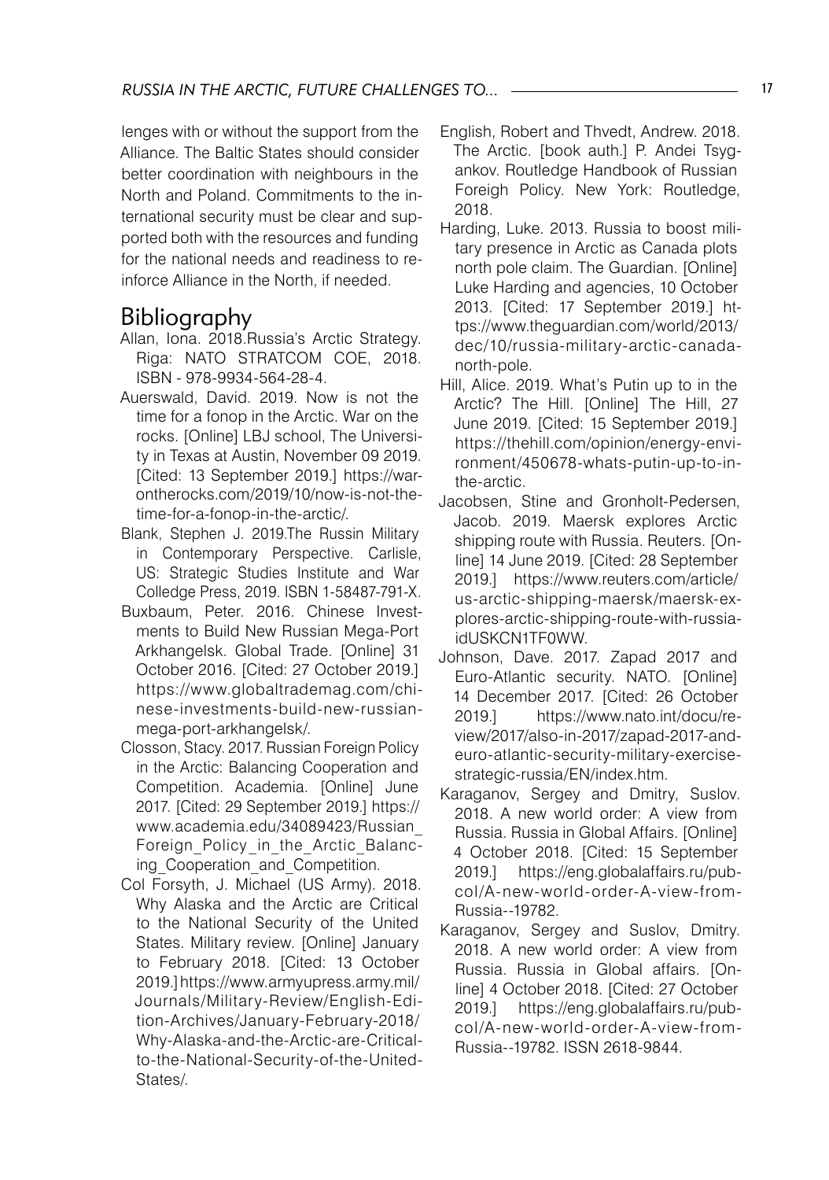lenges with or without the support from the Alliance. The Baltic States should consider better coordination with neighbours in the North and Poland. Commitments to the international security must be clear and supported both with the resources and funding for the national needs and readiness to reinforce Alliance in the North, if needed.

## Bibliography

Allan, Iona. 2018.Russia's Arctic Strategy. Riga: NATO STRATCOM COE, 2018. ISBN - 978-9934-564-28-4.

Auerswald, David. 2019. Now is not the time for a fonop in the Arctic. War on the rocks. [Online] LBJ school, The University in Texas at Austin, November 09 2019. [Cited: 13 September 2019.] https://warontherocks.com/2019/10/now-is-not-the-time-for-a-fonop-in-the-arctic/.

Blank, Stephen J. 2019.The Russin Military in Contemporary Perspective. Carlisle, US: Strategic Studies Institute and War Colledge Press, 2019. ISBN 1-58487-791-X.

Buxbaum, Peter. 2016. Chinese Investments to Build New Russian Mega-Port Arkhangelsk. Global Trade. [Online] 31 October 2016. [Cited: 27 October 2019.] https://www.globaltrademag.com/chinese-investments-build-new-russian-mega-port-arkhangelsk/.

Closson, Stacy. 2017. Russian Foreign Policy in the Arctic: Balancing Cooperation and Competition. Academia. [Online] June 2017. [Cited: 29 September 2019.] https://www.academia.edu/34089423/Russian_Foreign_Policy_in_the_Arctic_Balancing_Cooperation_and_Competition.

Col Forsyth, J. Michael (US Army). 2018. Why Alaska and the Arctic are Critical to the National Security of the United States. Military review. [Online] January to February 2018. [Cited: 13 October 2019.] https://www.armyupress.army.mil/Journals/Military-Review/English-Edition-Archives/January-February-2018/Why-Alaska-and-the-Arctic-are-Critical-to-the-National-Security-of-the-United-States/.

English, Robert and Thvedt, Andrew. 2018. The Arctic. [book auth.] P. Andei Tsygankov. Routledge Handbook of Russian Foreigh Policy. New York: Routledge, 2018.

Harding, Luke. 2013. Russia to boost military presence in Arctic as Canada plots north pole claim. The Guardian. [Online] Luke Harding and agencies, 10 October 2013. [Cited: 17 September 2019.] https://www.theguardian.com/world/2013/dec/10/russia-military-arctic-canada-north-pole.

Hill, Alice. 2019. What's Putin up to in the Arctic? The Hill. [Online] The Hill, 27 June 2019. [Cited: 15 September 2019.] https://thehill.com/opinion/energy-environment/450678-whats-putin-up-to-in-the-arctic.

Jacobsen, Stine and Gronholt-Pedersen, Jacob. 2019. Maersk explores Arctic shipping route with Russia. Reuters. [Online] 14 June 2019. [Cited: 28 September 2019.] https://www.reuters.com/article/us-arctic-shipping-maersk/maersk-explores-arctic-shipping-route-with-russia-idUSKCN1TF0WW.

Johnson, Dave. 2017. Zapad 2017 and Euro-Atlantic security. NATO. [Online] 14 December 2017. [Cited: 26 October 2019.] https://www.nato.int/docu/review/2017/also-in-2017/zapad-2017-and-euro-atlantic-security-military-exercise-strategic-russia/EN/index.htm.

Karaganov, Sergey and Dmitry, Suslov. 2018. A new world order: A view from Russia. Russia in Global Affairs. [Online] 4 October 2018. [Cited: 15 September 2019.] https://eng.globalaffairs.ru/pubcol/A-new-world-order-A-view-from-Russia--19782.

Karaganov, Sergey and Suslov, Dmitry. 2018. A new world order: A view from Russia. Russia in Global affairs. [Online] 4 October 2018. [Cited: 27 October 2019.] https://eng.globalaffairs.ru/pubcol/A-new-world-order-A-view-from-Russia--19782. ISSN 2618-9844.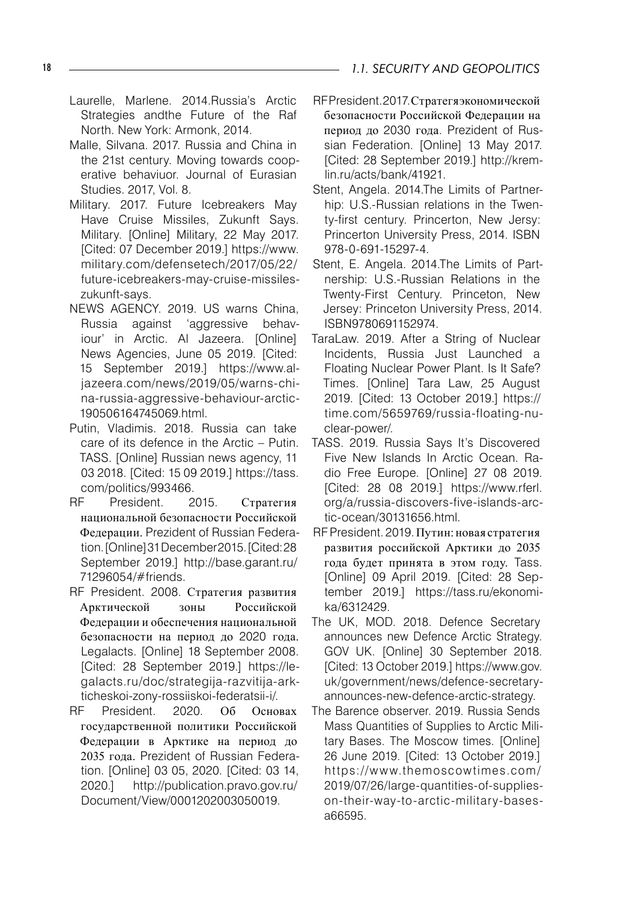Laurelle, Marlene. 2014.Russia's Arctic Strategies andthe Future of the Raf North. New York: Armonk, 2014.

Malle, Silvana. 2017. Russia and China in the 21st century. Moving towards cooperative behaviuor. Journal of Eurasian Studies. 2017, Vol. 8.

Military. 2017. Future Icebreakers May Have Cruise Missiles, Zukunft Says. Military. [Online] Military, 22 May 2017. [Cited: 07 December 2019.] https://www.military.com/defensetech/2017/05/22/future-icebreakers-may-cruise-missiles-zukunft-says.

NEWS AGENCY. 2019. US warns China, Russia against 'aggressive behaviour' in Arctic. Al Jazeera. [Online] News Agencies, June 05 2019. [Cited: 15 September 2019.] https://www.aljazeera.com/news/2019/05/warns-china-russia-aggressive-behaviour-arctic-190506164745069.html.

Putin, Vladimis. 2018. Russia can take care of its defence in the Arctic – Putin. TASS. [Online] Russian news agency, 11 03 2018. [Cited: 15 09 2019.] https://tass.com/politics/993466.

RF President. 2015. Стратегия национальной безопасности Российской Федерации. Prezident of Russian Federation. [Online] 31 December 2015. [Cited: 28 September 2019.] http://base.garant.ru/71296054/#friends.

RF President. 2008. Стратегия развития Арктической зоны Российской Федерации и обеспечения национальной безопасности на период до 2020 года. Legalacts. [Online] 18 September 2008. [Cited: 28 September 2019.] https://legalacts.ru/doc/strategija-razvitija-arkticheskoi-zony-rossiiskoi-federatsii-i/.

RF President. 2020. Об Основах государственной политики Российской Федерации в Арктике на период до 2035 года. Prezident of Russian Federation. [Online] 03 05, 2020. [Cited: 03 14, 2020.] http://publication.pravo.gov.ru/Document/View/0001202003050019.

RF President. 2017. Стратегияэкономической безопасности Российской Федерации на период до 2030 года. Prezident of Russian Federation. [Online] 13 May 2017. [Cited: 28 September 2019.] http://kremlin.ru/acts/bank/41921.

Stent, Angela. 2014.The Limits of Partnerhip: U.S.-Russian relations in the Twenty-first century. Princerton, New Jersy: Princerton University Press, 2014. ISBN 978-0-691-15297-4.

Stent, E. Angela. 2014.The Limits of Partnership: U.S.-Russian Relations in the Twenty-First Century. Princeton, New Jersey: Princeton University Press, 2014. ISBN9780691152974.

TaraLaw. 2019. After a String of Nuclear Incidents, Russia Just Launched a Floating Nuclear Power Plant. Is It Safe? Times. [Online] Tara Law, 25 August 2019. [Cited: 13 October 2019.] https://time.com/5659769/russia-floating-nuclear-power/.

TASS. 2019. Russia Says It's Discovered Five New Islands In Arctic Ocean. Radio Free Europe. [Online] 27 08 2019. [Cited: 28 08 2019.] https://www.rferl.org/a/russia-discovers-five-islands-arctic-ocean/30131656.html.

RF President. 2019. Путин: новая стратегия развития российской Арктики до 2035 года будет принята в этом году. Tass. [Online] 09 April 2019. [Cited: 28 September 2019.] https://tass.ru/ekonomika/6312429.

The UK, MOD. 2018. Defence Secretary announces new Defence Arctic Strategy. GOV UK. [Online] 30 September 2018. [Cited: 13 October 2019.] https://www.gov.uk/government/news/defence-secretary-announces-new-defence-arctic-strategy.

The Barence observer. 2019. Russia Sends Mass Quantities of Supplies to Arctic Military Bases. The Moscow times. [Online] 26 June 2019. [Cited: 13 October 2019.] https://www.themoscowtimes.com/2019/07/26/large-quantities-of-supplies-on-their-way-to-arctic-military-bases-a66595.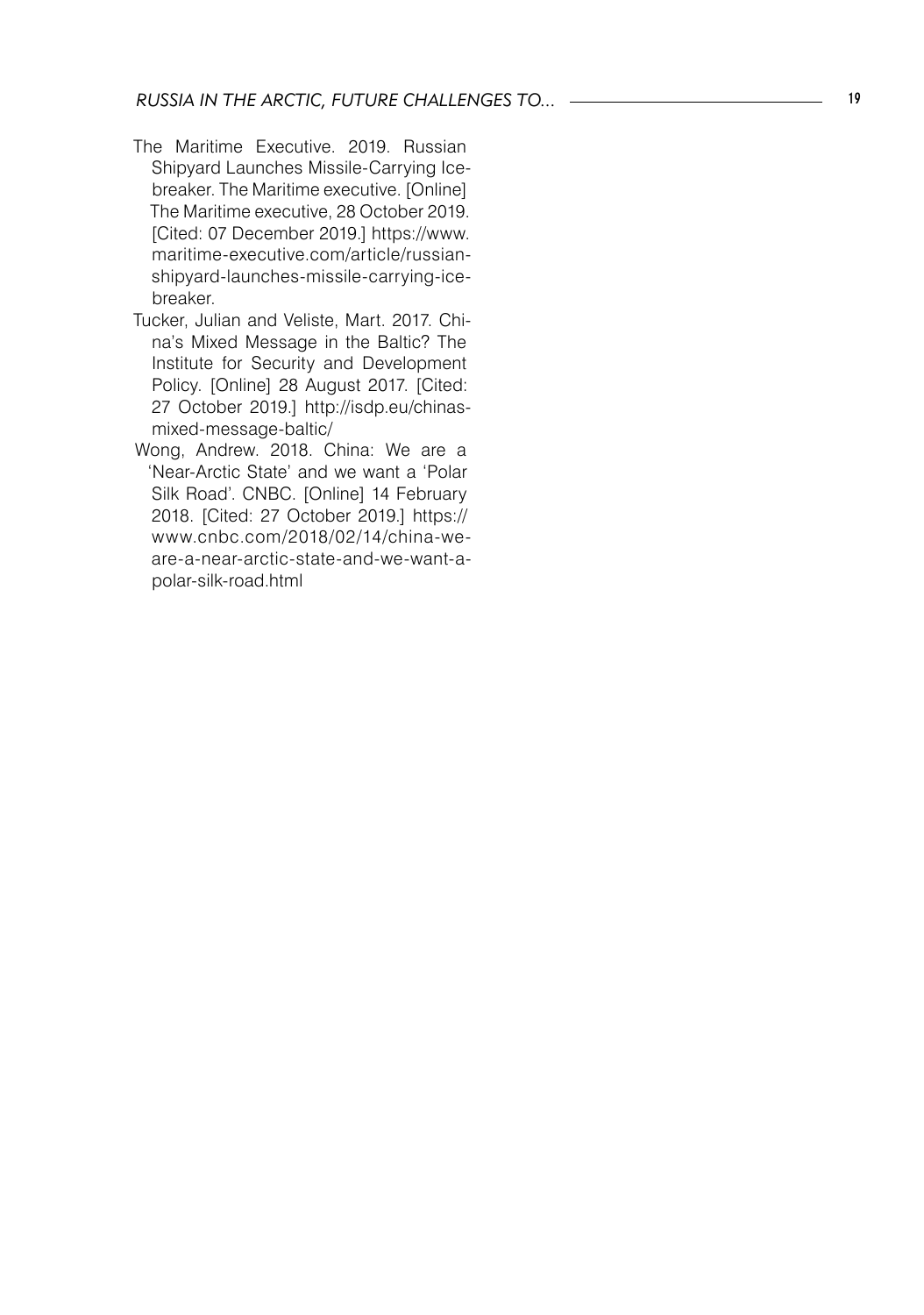The Maritime Executive. 2019. Russian Shipyard Launches Missile-Carrying Icebreaker. The Maritime executive. [Online] The Maritime executive, 28 October 2019. [Cited: 07 December 2019.] https://www.maritime-executive.com/article/russian-shipyard-launches-missile-carrying-icebreaker.

Tucker, Julian and Veliste, Mart. 2017. China's Mixed Message in the Baltic? The Institute for Security and Development Policy. [Online] 28 August 2017. [Cited: 27 October 2019.] http://isdp.eu/chinas-mixed-message-baltic/

Wong, Andrew. 2018. China: We are a 'Near-Arctic State' and we want a 'Polar Silk Road'. CNBC. [Online] 14 February 2018. [Cited: 27 October 2019.] https://www.cnbc.com/2018/02/14/china-we-are-a-near-arctic-state-and-we-want-a-polar-silk-road.html